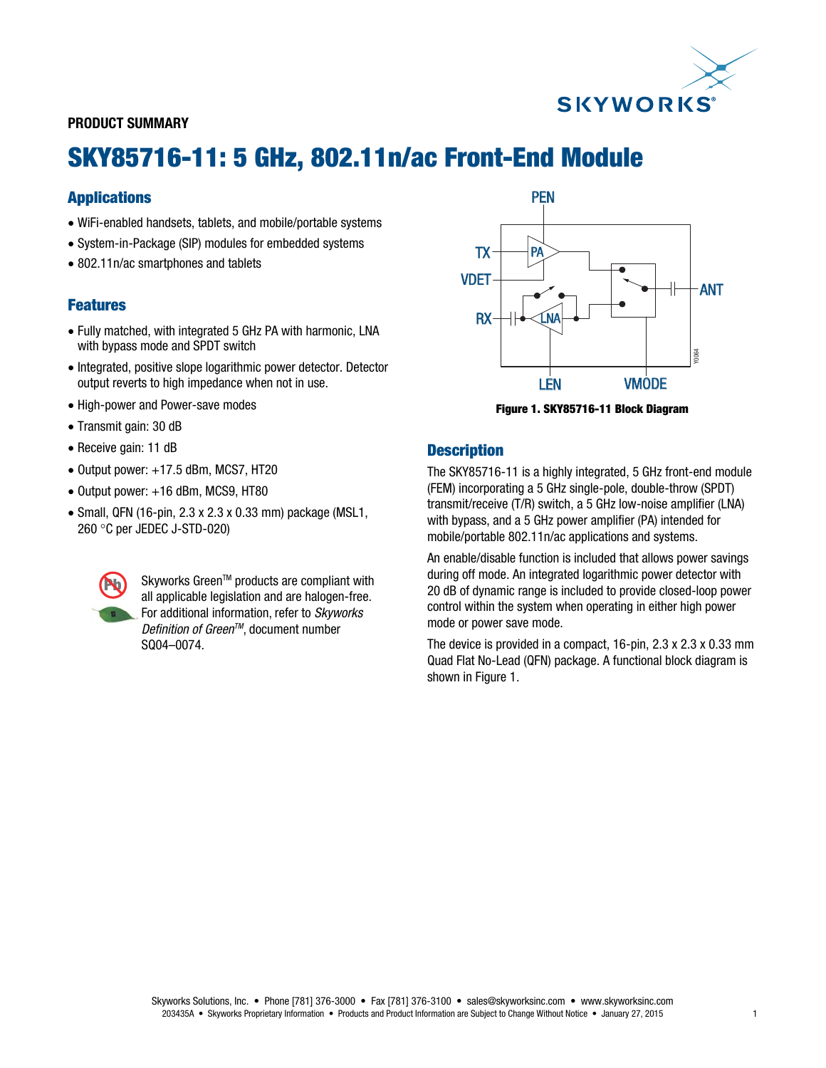PRODUCT SUMMARY

# SKY85716-11: 5 GHz, 802.11n/ac Front-End Module

## Applications

- WiFi-enabled handsets, tablets, and mobile/portable systems
- System-in-Package (SIP) modules for embedded systems
- 802.11n/ac smartphones and tablets

## Features

- Fully matched, with integrated 5 GHz PA with harmonic, LNA with bypass mode and SPDT switch
- Integrated, positive slope logarithmic power detector. Detector output reverts to high impedance when not in use.
- High-power and Power-save modes
- Transmit gain: 30 dB
- Receive gain: 11 dB
- Output power: +17.5 dBm, MCS7, HT20
- Output power: +16 dBm, MCS9, HT80
- Small, QFN (16-pin, 2.3 x 2.3 x 0.33 mm) package (MSL1, 260 °C per JEDEC J-STD-020)

Skyworks Green™ products are compliant with all applicable legislation and are halogen-free. For additional information, refer to *Skyworks Definition of Green™*, document number SQ04–0074.

**Figure 1. SKY85716-11 Block Diagram**

## Description

The SKY85716-11 is a highly integrated, 5 GHz front-end module (FEM) incorporating a 5 GHz single-pole, double-throw (SPDT) transmit/receive (T/R) switch, a 5 GHz low-noise amplifier (LNA) with bypass, and a 5 GHz power amplifier (PA) intended for mobile/portable 802.11n/ac applications and systems.

An enable/disable function is included that allows power savings during off mode. An integrated logarithmic power detector with 20 dB of dynamic range is included to provide closed-loop power control within the system when operating in either high power mode or power save mode.

The device is provided in a compact, 16-pin, 2.3 x 2.3 x 0.33 mm Quad Flat No-Lead (QFN) package. A functional block diagram is shown in Figure 1.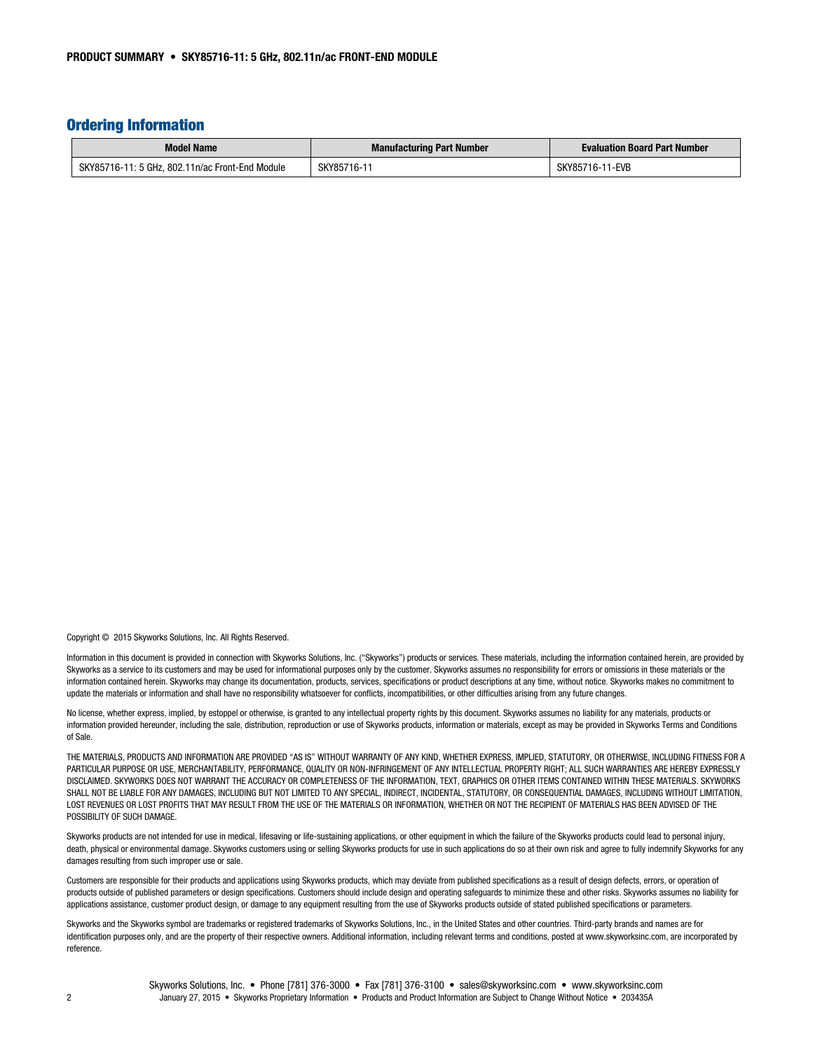## Ordering Information

| Model Name | Manufacturing Part Number | Evaluation Board Part Number |
|---|---|---|
| SKY85716-11: 5 GHz, 802.11n/ac Front-End Module | SKY85716-11 | SKY85716-11-EVB |

Copyright © 2015 Skyworks Solutions, Inc. All Rights Reserved.

Information in this document is provided in connection with Skyworks Solutions, Inc. ("Skyworks") products or services. These materials, including the information contained herein, are provided by Skyworks as a service to its customers and may be used for informational purposes only by the customer. Skyworks assumes no responsibility for errors or omissions in these materials or the information contained herein. Skyworks may change its documentation, products, services, specifications or product descriptions at any time, without notice. Skyworks makes no commitment to update the materials or information and shall have no responsibility whatsoever for conflicts, incompatibilities, or other difficulties arising from any future changes.

No license, whether express, implied, by estoppel or otherwise, is granted to any intellectual property rights by this document. Skyworks assumes no liability for any materials, products or information provided hereunder, including the sale, distribution, reproduction or use of Skyworks products, information or materials, except as may be provided in Skyworks Terms and Conditions of Sale.

THE MATERIALS, PRODUCTS AND INFORMATION ARE PROVIDED "AS IS" WITHOUT WARRANTY OF ANY KIND, WHETHER EXPRESS, IMPLIED, STATUTORY, OR OTHERWISE, INCLUDING FITNESS FOR A PARTICULAR PURPOSE OR USE, MERCHANTABILITY, PERFORMANCE, QUALITY OR NON-INFRINGEMENT OF ANY INTELLECTUAL PROPERTY RIGHT; ALL SUCH WARRANTIES ARE HEREBY EXPRESSLY DISCLAIMED. SKYWORKS DOES NOT WARRANT THE ACCURACY OR COMPLETENESS OF THE INFORMATION, TEXT, GRAPHICS OR OTHER ITEMS CONTAINED WITHIN THESE MATERIALS. SKYWORKS SHALL NOT BE LIABLE FOR ANY DAMAGES, INCLUDING BUT NOT LIMITED TO ANY SPECIAL, INDIRECT, INCIDENTAL, STATUTORY, OR CONSEQUENTIAL DAMAGES, INCLUDING WITHOUT LIMITATION, LOST REVENUES OR LOST PROFITS THAT MAY RESULT FROM THE USE OF THE MATERIALS OR INFORMATION, WHETHER OR NOT THE RECIPIENT OF MATERIALS HAS BEEN ADVISED OF THE POSSIBILITY OF SUCH DAMAGE.

Skyworks products are not intended for use in medical, lifesaving or life-sustaining applications, or other equipment in which the failure of the Skyworks products could lead to personal injury, death, physical or environmental damage. Skyworks customers using or selling Skyworks products for use in such applications do so at their own risk and agree to fully indemnify Skyworks for any damages resulting from such improper use or sale.

Customers are responsible for their products and applications using Skyworks products, which may deviate from published specifications as a result of design defects, errors, or operation of products outside of published parameters or design specifications. Customers should include design and operating safeguards to minimize these and other risks. Skyworks assumes no liability for applications assistance, customer product design, or damage to any equipment resulting from the use of Skyworks products outside of stated published specifications or parameters.

Skyworks and the Skyworks symbol are trademarks or registered trademarks of Skyworks Solutions, Inc., in the United States and other countries. Third-party brands and names are for identification purposes only, and are the property of their respective owners. Additional information, including relevant terms and conditions, posted at www.skyworksinc.com, are incorporated by reference.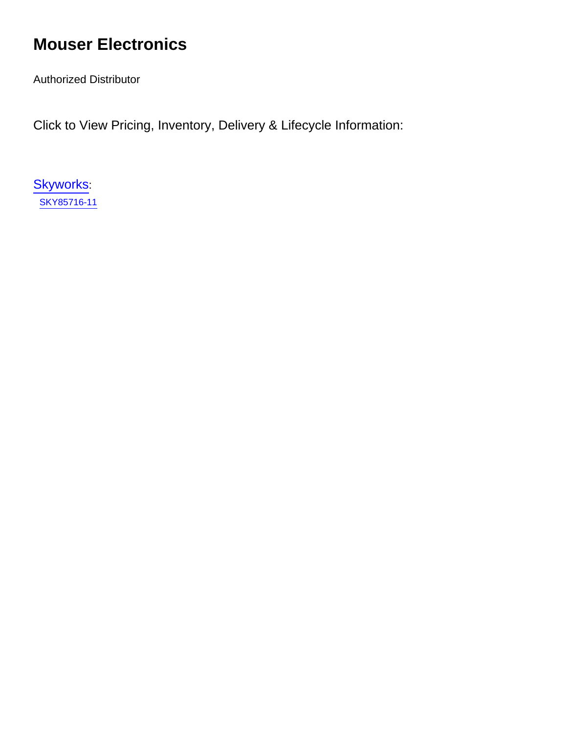# Mouser Electronics

Authorized Distributor

Click to View Pricing, Inventory, Delivery & Lifecycle Information:

Skyworks:

SKY85716-11